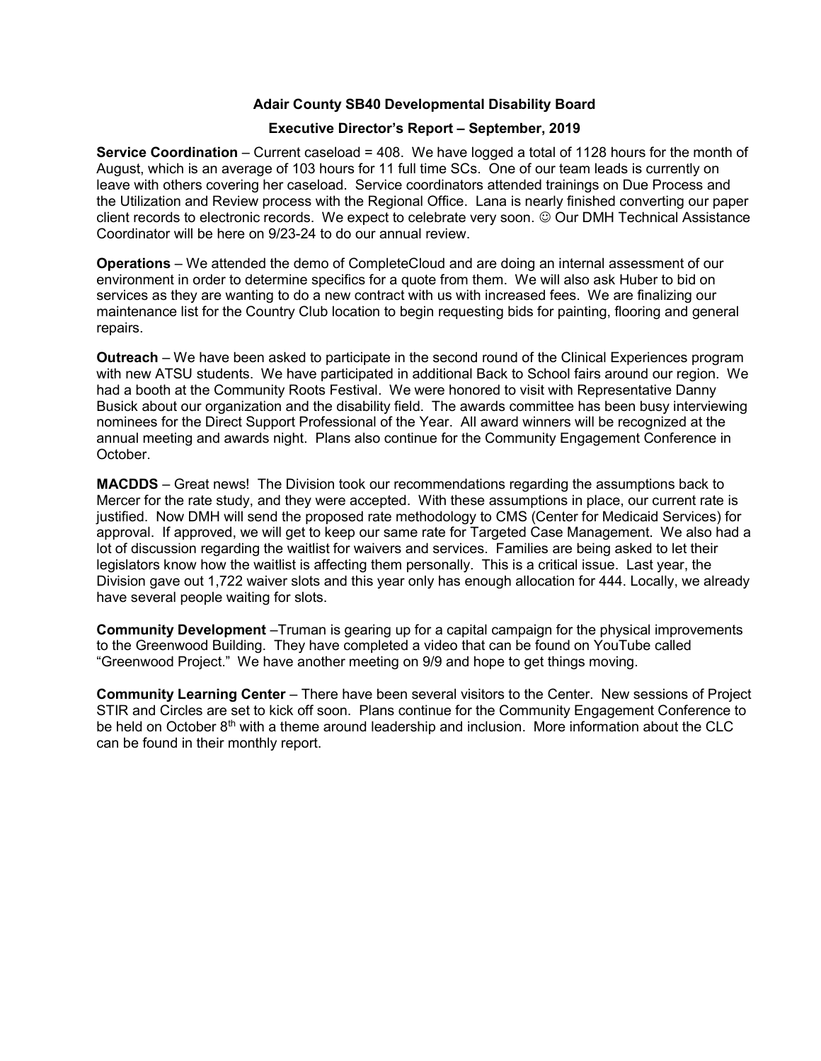## Adair County SB40 Developmental Disability Board

### Executive Director's Report – September, 2019

**Service Coordination** – Current caseload = 408. We have logged a total of 1128 hours for the month of August, which is an average of 103 hours for 11 full time SCs. One of our team leads is currently on leave with others covering her caseload. Service coordinators attended trainings on Due Process and the Utilization and Review process with the Regional Office. Lana is nearly finished converting our paper client records to electronic records. We expect to celebrate very soon. ☺ Our DMH Technical Assistance Coordinator will be here on 9/23-24 to do our annual review.

**Operations** – We attended the demo of CompleteCloud and are doing an internal assessment of our environment in order to determine specifics for a quote from them. We will also ask Huber to bid on services as they are wanting to do a new contract with us with increased fees. We are finalizing our maintenance list for the Country Club location to begin requesting bids for painting, flooring and general repairs.

**Outreach** – We have been asked to participate in the second round of the Clinical Experiences program with new ATSU students. We have participated in additional Back to School fairs around our region. We had a booth at the Community Roots Festival. We were honored to visit with Representative Danny Busick about our organization and the disability field. The awards committee has been busy interviewing nominees for the Direct Support Professional of the Year. All award winners will be recognized at the annual meeting and awards night. Plans also continue for the Community Engagement Conference in October.

**MACDDS** – Great news! The Division took our recommendations regarding the assumptions back to Mercer for the rate study, and they were accepted. With these assumptions in place, our current rate is justified. Now DMH will send the proposed rate methodology to CMS (Center for Medicaid Services) for approval. If approved, we will get to keep our same rate for Targeted Case Management. We also had a lot of discussion regarding the waitlist for waivers and services. Families are being asked to let their legislators know how the waitlist is affecting them personally. This is a critical issue. Last year, the Division gave out 1,722 waiver slots and this year only has enough allocation for 444. Locally, we already have several people waiting for slots.

**Community Development** –Truman is gearing up for a capital campaign for the physical improvements to the Greenwood Building. They have completed a video that can be found on YouTube called "Greenwood Project." We have another meeting on 9/9 and hope to get things moving.

**Community Learning Center** – There have been several visitors to the Center. New sessions of Project STIR and Circles are set to kick off soon. Plans continue for the Community Engagement Conference to be held on October 8th with a theme around leadership and inclusion. More information about the CLC can be found in their monthly report.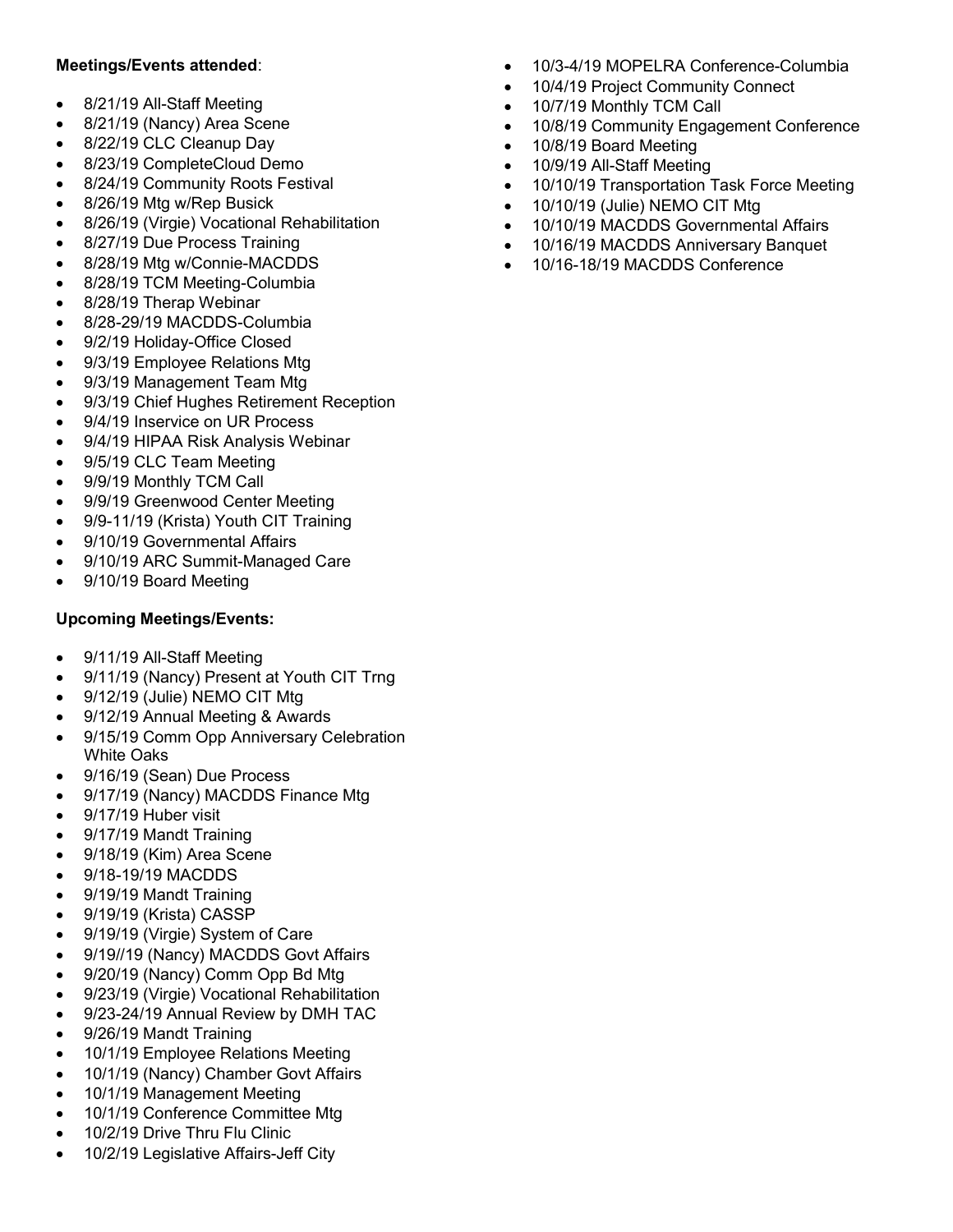**Meetings/Events attended**:

- 8/21/19 All-Staff Meeting
- 8/21/19 (Nancy) Area Scene
- 8/22/19 CLC Cleanup Day
- 8/23/19 CompleteCloud Demo
- 8/24/19 Community Roots Festival
- 8/26/19 Mtg w/Rep Busick
- 8/26/19 (Virgie) Vocational Rehabilitation
- 8/27/19 Due Process Training
- 8/28/19 Mtg w/Connie-MACDDS
- 8/28/19 TCM Meeting-Columbia
- 8/28/19 Therap Webinar
- 8/28-29/19 MACDDS-Columbia
- 9/2/19 Holiday-Office Closed
- 9/3/19 Employee Relations Mtg
- 9/3/19 Management Team Mtg
- 9/3/19 Chief Hughes Retirement Reception
- 9/4/19 Inservice on UR Process
- 9/4/19 HIPAA Risk Analysis Webinar
- 9/5/19 CLC Team Meeting
- 9/9/19 Monthly TCM Call
- 9/9/19 Greenwood Center Meeting
- 9/9-11/19 (Krista) Youth CIT Training
- 9/10/19 Governmental Affairs
- 9/10/19 ARC Summit-Managed Care
- 9/10/19 Board Meeting

**Upcoming Meetings/Events:**

- 9/11/19 All-Staff Meeting
- 9/11/19 (Nancy) Present at Youth CIT Trng
- 9/12/19 (Julie) NEMO CIT Mtg
- 9/12/19 Annual Meeting & Awards
- 9/15/19 Comm Opp Anniversary Celebration White Oaks
- 9/16/19 (Sean) Due Process
- 9/17/19 (Nancy) MACDDS Finance Mtg
- 9/17/19 Huber visit
- 9/17/19 Mandt Training
- 9/18/19 (Kim) Area Scene
- 9/18-19/19 MACDDS
- 9/19/19 Mandt Training
- 9/19/19 (Krista) CASSP
- 9/19/19 (Virgie) System of Care
- 9/19//19 (Nancy) MACDDS Govt Affairs
- 9/20/19 (Nancy) Comm Opp Bd Mtg
- 9/23/19 (Virgie) Vocational Rehabilitation
- 9/23-24/19 Annual Review by DMH TAC
- 9/26/19 Mandt Training
- 10/1/19 Employee Relations Meeting
- 10/1/19 (Nancy) Chamber Govt Affairs
- 10/1/19 Management Meeting
- 10/1/19 Conference Committee Mtg
- 10/2/19 Drive Thru Flu Clinic
- 10/2/19 Legislative Affairs-Jeff City
- 10/3-4/19 MOPELRA Conference-Columbia
- 10/4/19 Project Community Connect
- 10/7/19 Monthly TCM Call
- 10/8/19 Community Engagement Conference
- 10/8/19 Board Meeting
- 10/9/19 All-Staff Meeting
- 10/10/19 Transportation Task Force Meeting
- 10/10/19 (Julie) NEMO CIT Mtg
- 10/10/19 MACDDS Governmental Affairs
- 10/16/19 MACDDS Anniversary Banquet
- 10/16-18/19 MACDDS Conference